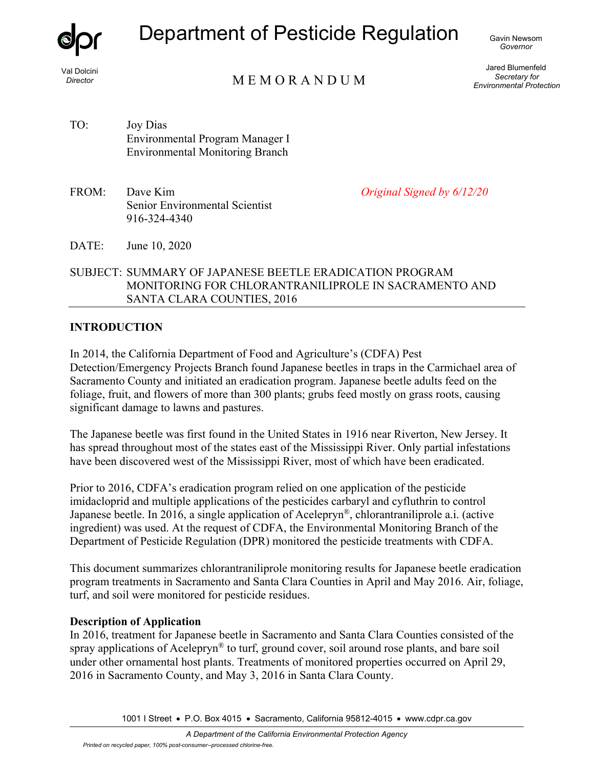# Department of Pesticide Regulation

Val Dolcini
*Director*

Gavin Newsom
*Governor*

Jared Blumenfeld
*Secretary for Environmental Protection*

M E M O R A N D U M

TO: Joy Dias
Environmental Program Manager I
Environmental Monitoring Branch

FROM: Dave Kim
Senior Environmental Scientist
916-324-4340

*Original Signed by 6/12/20*

DATE: June 10, 2020

SUBJECT: SUMMARY OF JAPANESE BEETLE ERADICATION PROGRAM MONITORING FOR CHLORANTRANILIPROLE IN SACRAMENTO AND SANTA CLARA COUNTIES, 2016

## INTRODUCTION

In 2014, the California Department of Food and Agriculture's (CDFA) Pest Detection/Emergency Projects Branch found Japanese beetles in traps in the Carmichael area of Sacramento County and initiated an eradication program. Japanese beetle adults feed on the foliage, fruit, and flowers of more than 300 plants; grubs feed mostly on grass roots, causing significant damage to lawns and pastures.

The Japanese beetle was first found in the United States in 1916 near Riverton, New Jersey. It has spread throughout most of the states east of the Mississippi River. Only partial infestations have been discovered west of the Mississippi River, most of which have been eradicated.

Prior to 2016, CDFA's eradication program relied on one application of the pesticide imidacloprid and multiple applications of the pesticides carbaryl and cyfluthrin to control Japanese beetle. In 2016, a single application of Acelepryn®, chlorantraniliprole a.i. (active ingredient) was used. At the request of CDFA, the Environmental Monitoring Branch of the Department of Pesticide Regulation (DPR) monitored the pesticide treatments with CDFA.

This document summarizes chlorantraniliprole monitoring results for Japanese beetle eradication program treatments in Sacramento and Santa Clara Counties in April and May 2016. Air, foliage, turf, and soil were monitored for pesticide residues.

### Description of Application

In 2016, treatment for Japanese beetle in Sacramento and Santa Clara Counties consisted of the spray applications of Acelepryn® to turf, ground cover, soil around rose plants, and bare soil under other ornamental host plants. Treatments of monitored properties occurred on April 29, 2016 in Sacramento County, and May 3, 2016 in Santa Clara County.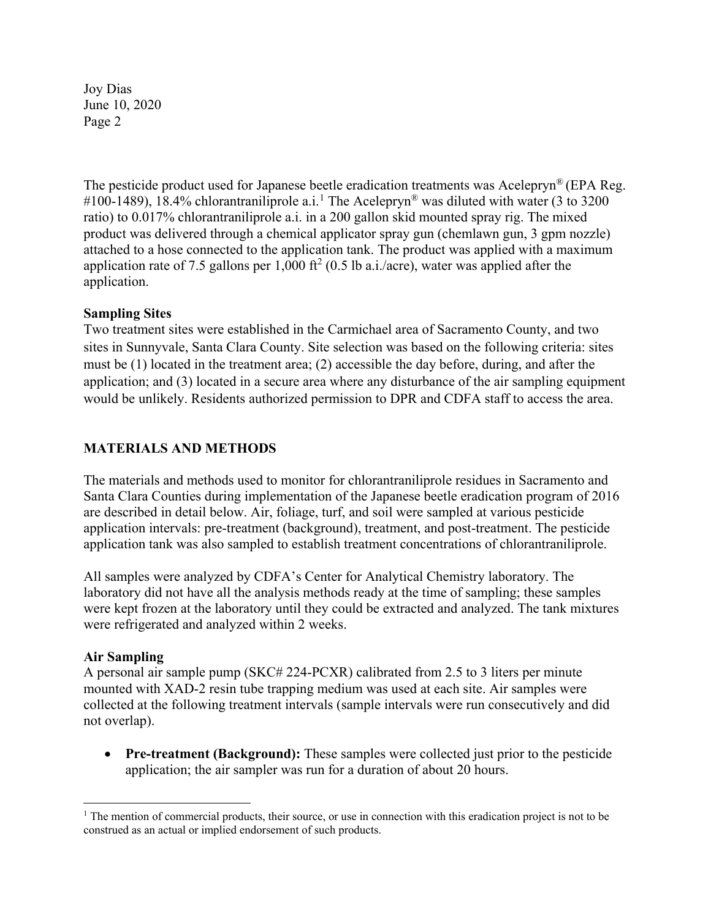The pesticide product used for Japanese beetle eradication treatments was Acelepryn® (EPA Reg. #100-1489), 18.4% chlorantraniliprole a.i.[1] The Acelepryn® was diluted with water (3 to 3200 ratio) to 0.017% chlorantraniliprole a.i. in a 200 gallon skid mounted spray rig. The mixed product was delivered through a chemical applicator spray gun (chemlawn gun, 3 gpm nozzle) attached to a hose connected to the application tank. The product was applied with a maximum application rate of 7.5 gallons per 1,000 $ft^2$ (0.5 lb a.i./acre), water was applied after the application.

**Sampling Sites**

Two treatment sites were established in the Carmichael area of Sacramento County, and two sites in Sunnyvale, Santa Clara County. Site selection was based on the following criteria: sites must be (1) located in the treatment area; (2) accessible the day before, during, and after the application; and (3) located in a secure area where any disturbance of the air sampling equipment would be unlikely. Residents authorized permission to DPR and CDFA staff to access the area.

## MATERIALS AND METHODS

The materials and methods used to monitor for chlorantraniliprole residues in Sacramento and Santa Clara Counties during implementation of the Japanese beetle eradication program of 2016 are described in detail below. Air, foliage, turf, and soil were sampled at various pesticide application intervals: pre-treatment (background), treatment, and post-treatment. The pesticide application tank was also sampled to establish treatment concentrations of chlorantraniliprole.

All samples were analyzed by CDFA's Center for Analytical Chemistry laboratory. The laboratory did not have all the analysis methods ready at the time of sampling; these samples were kept frozen at the laboratory until they could be extracted and analyzed. The tank mixtures were refrigerated and analyzed within 2 weeks.

**Air Sampling**

A personal air sample pump (SKC# 224-PCXR) calibrated from 2.5 to 3 liters per minute mounted with XAD-2 resin tube trapping medium was used at each site. Air samples were collected at the following treatment intervals (sample intervals were run consecutively and did not overlap).

- **Pre-treatment (Background):** These samples were collected just prior to the pesticide application; the air sampler was run for a duration of about 20 hours.

---

[1] The mention of commercial products, their source, or use in connection with this eradication project is not to be construed as an actual or implied endorsement of such products.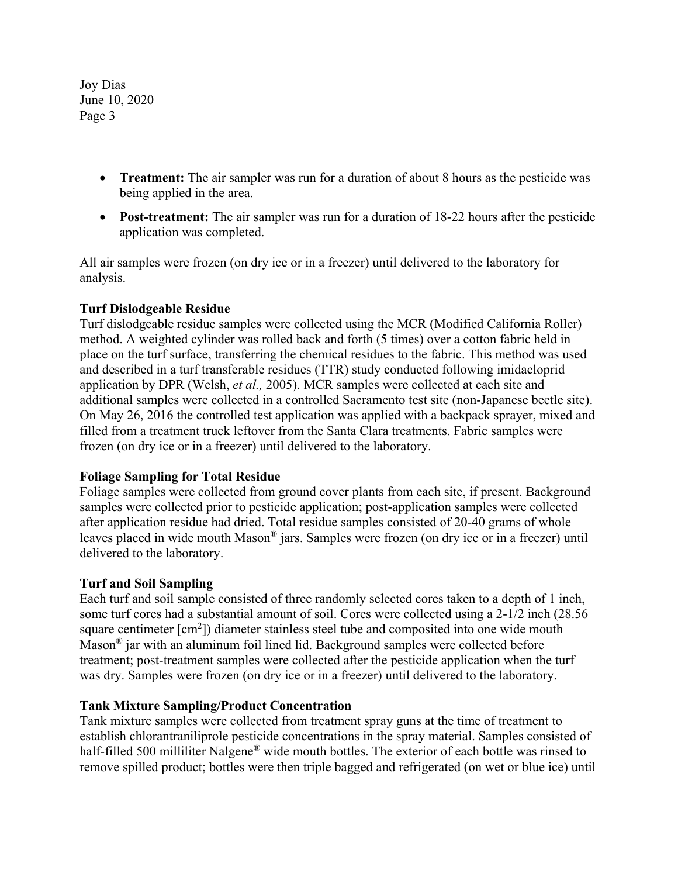- **Treatment:** The air sampler was run for a duration of about 8 hours as the pesticide was being applied in the area.
- **Post-treatment:** The air sampler was run for a duration of 18-22 hours after the pesticide application was completed.

All air samples were frozen (on dry ice or in a freezer) until delivered to the laboratory for analysis.

**Turf Dislodgeable Residue**

Turf dislodgeable residue samples were collected using the MCR (Modified California Roller) method. A weighted cylinder was rolled back and forth (5 times) over a cotton fabric held in place on the turf surface, transferring the chemical residues to the fabric. This method was used and described in a turf transferable residues (TTR) study conducted following imidacloprid application by DPR (Welsh, *et al.,* 2005). MCR samples were collected at each site and additional samples were collected in a controlled Sacramento test site (non-Japanese beetle site). On May 26, 2016 the controlled test application was applied with a backpack sprayer, mixed and filled from a treatment truck leftover from the Santa Clara treatments. Fabric samples were frozen (on dry ice or in a freezer) until delivered to the laboratory.

**Foliage Sampling for Total Residue**

Foliage samples were collected from ground cover plants from each site, if present. Background samples were collected prior to pesticide application; post-application samples were collected after application residue had dried. Total residue samples consisted of 20-40 grams of whole leaves placed in wide mouth Mason® jars. Samples were frozen (on dry ice or in a freezer) until delivered to the laboratory.

**Turf and Soil Sampling**

Each turf and soil sample consisted of three randomly selected cores taken to a depth of 1 inch, some turf cores had a substantial amount of soil. Cores were collected using a 2-1/2 inch (28.56 square centimeter [$cm^2$]) diameter stainless steel tube and composited into one wide mouth Mason® jar with an aluminum foil lined lid. Background samples were collected before treatment; post-treatment samples were collected after the pesticide application when the turf was dry. Samples were frozen (on dry ice or in a freezer) until delivered to the laboratory.

**Tank Mixture Sampling/Product Concentration**

Tank mixture samples were collected from treatment spray guns at the time of treatment to establish chlorantraniliprole pesticide concentrations in the spray material. Samples consisted of half-filled 500 milliliter Nalgene® wide mouth bottles. The exterior of each bottle was rinsed to remove spilled product; bottles were then triple bagged and refrigerated (on wet or blue ice) until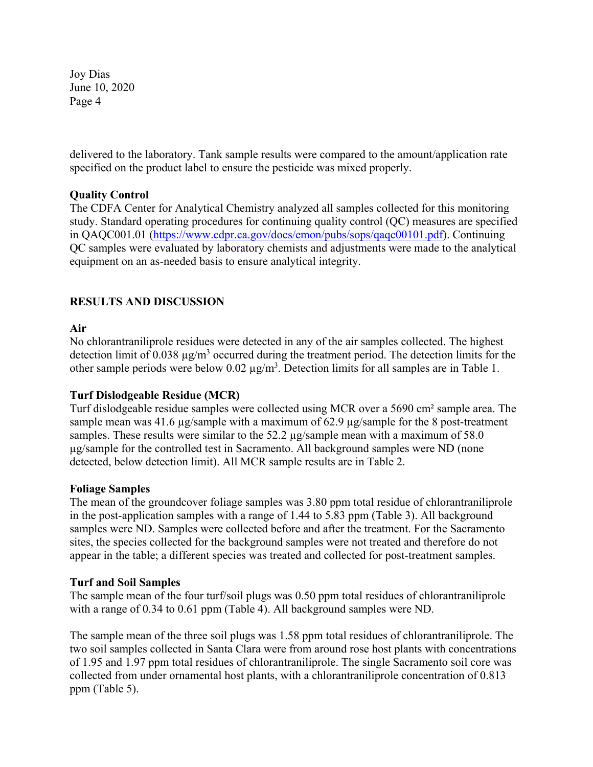delivered to the laboratory. Tank sample results were compared to the amount/application rate specified on the product label to ensure the pesticide was mixed properly.

**Quality Control**

The CDFA Center for Analytical Chemistry analyzed all samples collected for this monitoring study. Standard operating procedures for continuing quality control (QC) measures are specified in QAQC001.01 (https://www.cdpr.ca.gov/docs/emon/pubs/sops/qaqc00101.pdf). Continuing QC samples were evaluated by laboratory chemists and adjustments were made to the analytical equipment on an as-needed basis to ensure analytical integrity.

## RESULTS AND DISCUSSION

**Air**

No chlorantraniliprole residues were detected in any of the air samples collected. The highest detection limit of 0.038 µg/m$^3$ occurred during the treatment period. The detection limits for the other sample periods were below 0.02 µg/m$^3$. Detection limits for all samples are in Table 1.

**Turf Dislodgeable Residue (MCR)**

Turf dislodgeable residue samples were collected using MCR over a 5690 cm$^2$ sample area. The sample mean was 41.6 µg/sample with a maximum of 62.9 µg/sample for the 8 post-treatment samples. These results were similar to the 52.2 µg/sample mean with a maximum of 58.0 µg/sample for the controlled test in Sacramento. All background samples were ND (none detected, below detection limit). All MCR sample results are in Table 2.

**Foliage Samples**

The mean of the groundcover foliage samples was 3.80 ppm total residue of chlorantraniliprole in the post-application samples with a range of 1.44 to 5.83 ppm (Table 3). All background samples were ND. Samples were collected before and after the treatment. For the Sacramento sites, the species collected for the background samples were not treated and therefore do not appear in the table; a different species was treated and collected for post-treatment samples.

**Turf and Soil Samples**

The sample mean of the four turf/soil plugs was 0.50 ppm total residues of chlorantraniliprole with a range of 0.34 to 0.61 ppm (Table 4). All background samples were ND.

The sample mean of the three soil plugs was 1.58 ppm total residues of chlorantraniliprole. The two soil samples collected in Santa Clara were from around rose host plants with concentrations of 1.95 and 1.97 ppm total residues of chlorantraniliprole. The single Sacramento soil core was collected from under ornamental host plants, with a chlorantraniliprole concentration of 0.813 ppm (Table 5).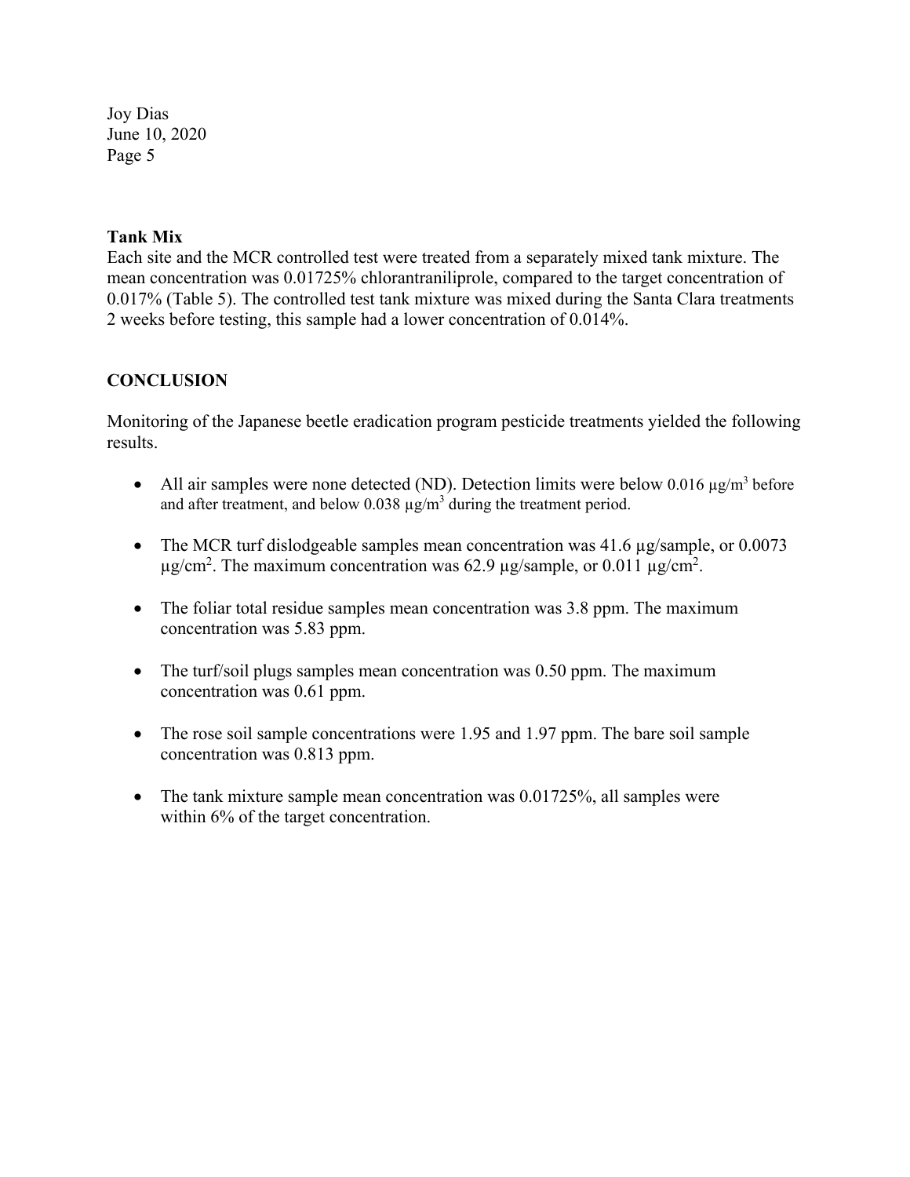**Tank Mix**

Each site and the MCR controlled test were treated from a separately mixed tank mixture. The mean concentration was 0.01725% chlorantraniliprole, compared to the target concentration of 0.017% (Table 5). The controlled test tank mixture was mixed during the Santa Clara treatments 2 weeks before testing, this sample had a lower concentration of 0.014%.

## CONCLUSION

Monitoring of the Japanese beetle eradication program pesticide treatments yielded the following results.

- All air samples were none detected (ND). Detection limits were below 0.016 µg/m$^3$ before and after treatment, and below 0.038 µg/m$^3$ during the treatment period.
- The MCR turf dislodgeable samples mean concentration was 41.6 µg/sample, or 0.0073 µg/cm$^2$. The maximum concentration was 62.9 µg/sample, or 0.011 µg/cm$^2$.
- The foliar total residue samples mean concentration was 3.8 ppm. The maximum concentration was 5.83 ppm.
- The turf/soil plugs samples mean concentration was 0.50 ppm. The maximum concentration was 0.61 ppm.
- The rose soil sample concentrations were 1.95 and 1.97 ppm. The bare soil sample concentration was 0.813 ppm.
- The tank mixture sample mean concentration was 0.01725%, all samples were within 6% of the target concentration.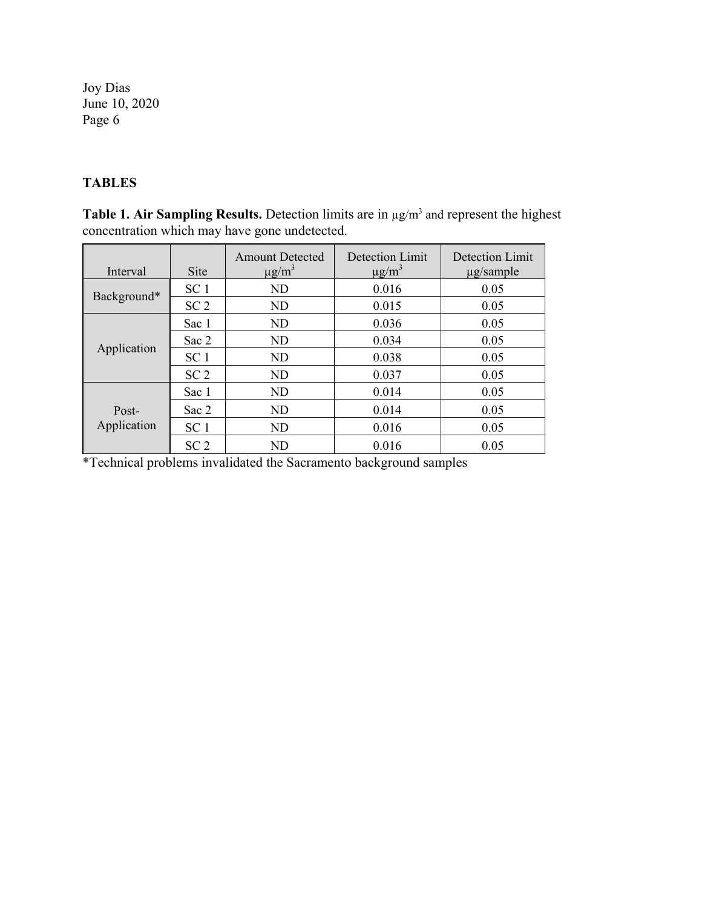## TABLES

**Table 1. Air Sampling Results.** Detection limits are in µg/m³ and represent the highest concentration which may have gone undetected.

| Interval | Site | Amount Detected µg/m³ | Detection Limit µg/m³ | Detection Limit µg/sample |
|---|---|---|---|---|
| Background* | SC 1 | ND | 0.016 | 0.05 |
| | SC 2 | ND | 0.015 | 0.05 |
| Application | Sac 1 | ND | 0.036 | 0.05 |
| | Sac 2 | ND | 0.034 | 0.05 |
| | SC 1 | ND | 0.038 | 0.05 |
| | SC 2 | ND | 0.037 | 0.05 |
| Post-Application | Sac 1 | ND | 0.014 | 0.05 |
| | Sac 2 | ND | 0.014 | 0.05 |
| | SC 1 | ND | 0.016 | 0.05 |
| | SC 2 | ND | 0.016 | 0.05 |

*Technical problems invalidated the Sacramento background samples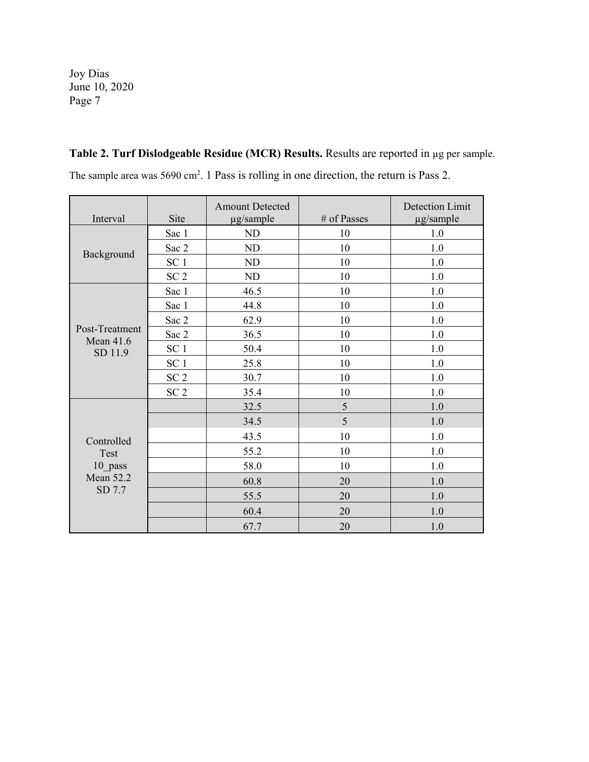**Table 2. Turf Dislodgeable Residue (MCR) Results.** Results are reported in µg per sample. The sample area was 5690 cm$^2$. 1 Pass is rolling in one direction, the return is Pass 2.

| Interval | Site | Amount Detected µg/sample | # of Passes | Detection Limit µg/sample |
|---|---|---|---|---|
| Background | Sac 1 | ND | 10 | 1.0 |
| | Sac 2 | ND | 10 | 1.0 |
| | SC 1 | ND | 10 | 1.0 |
| | SC 2 | ND | 10 | 1.0 |
| Post-Treatment Mean 41.6 SD 11.9 | Sac 1 | 46.5 | 10 | 1.0 |
| | Sac 1 | 44.8 | 10 | 1.0 |
| | Sac 2 | 62.9 | 10 | 1.0 |
| | Sac 2 | 36.5 | 10 | 1.0 |
| | SC 1 | 50.4 | 10 | 1.0 |
| | SC 1 | 25.8 | 10 | 1.0 |
| | SC 2 | 30.7 | 10 | 1.0 |
| | SC 2 | 35.4 | 10 | 1.0 |
| Controlled Test 10_pass Mean 52.2 SD 7.7 | | 32.5 | 5 | 1.0 |
| | | 34.5 | 5 | 1.0 |
| | | 43.5 | 10 | 1.0 |
| | | 55.2 | 10 | 1.0 |
| | | 58.0 | 10 | 1.0 |
| | | 60.8 | 20 | 1.0 |
| | | 55.5 | 20 | 1.0 |
| | | 60.4 | 20 | 1.0 |
| | | 67.7 | 20 | 1.0 |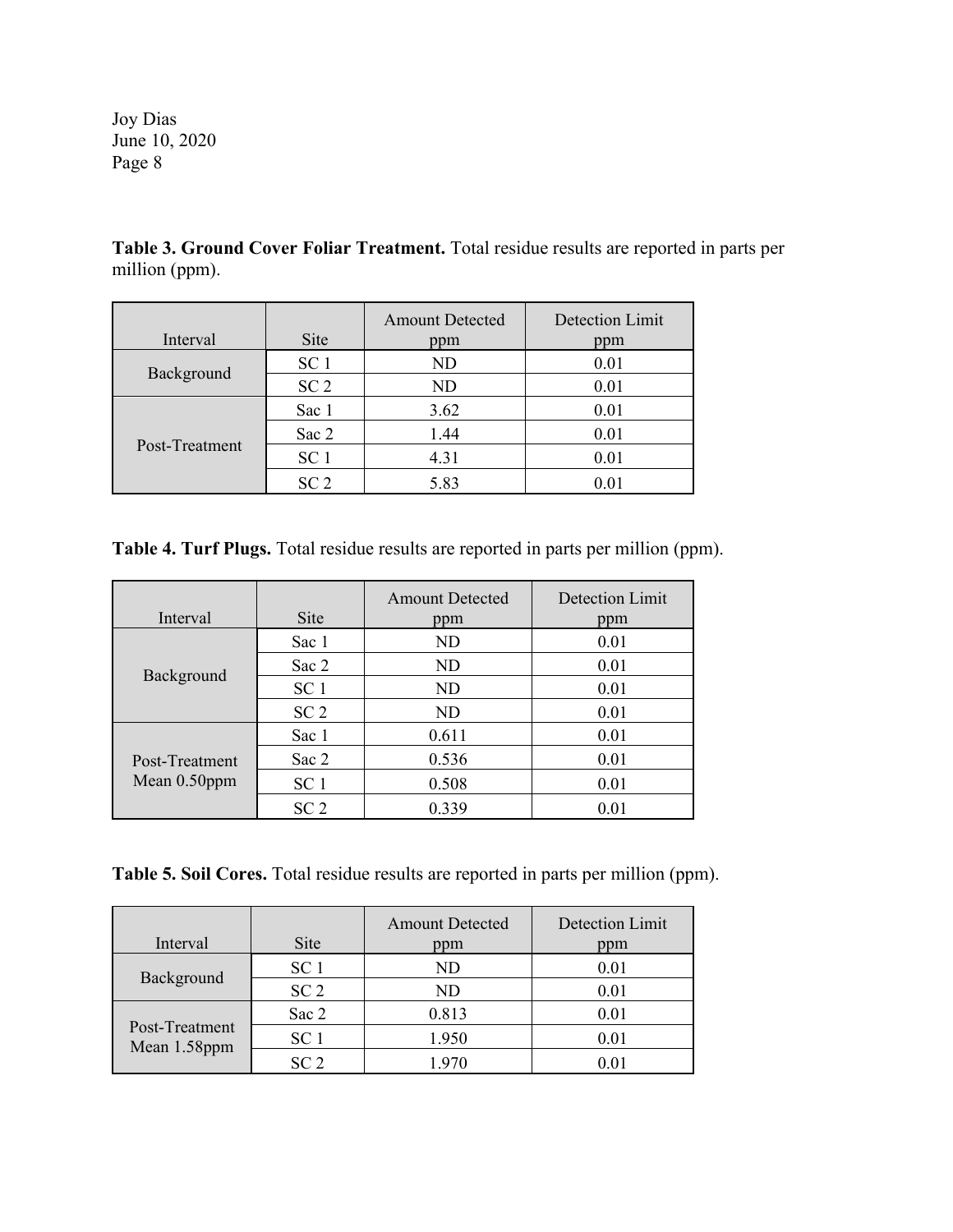**Table 3. Ground Cover Foliar Treatment.** Total residue results are reported in parts per million (ppm).

| Interval | Site | Amount Detected ppm | Detection Limit ppm |
|---|---|---|---|
| Background | SC 1 | ND | 0.01 |
| | SC 2 | ND | 0.01 |
| Post-Treatment | Sac 1 | 3.62 | 0.01 |
| | Sac 2 | 1.44 | 0.01 |
| | SC 1 | 4.31 | 0.01 |
| | SC 2 | 5.83 | 0.01 |

**Table 4. Turf Plugs.** Total residue results are reported in parts per million (ppm).

| Interval | Site | Amount Detected ppm | Detection Limit ppm |
|---|---|---|---|
| Background | Sac 1 | ND | 0.01 |
| | Sac 2 | ND | 0.01 |
| | SC 1 | ND | 0.01 |
| | SC 2 | ND | 0.01 |
| Post-Treatment Mean 0.50ppm | Sac 1 | 0.611 | 0.01 |
| | Sac 2 | 0.536 | 0.01 |
| | SC 1 | 0.508 | 0.01 |
| | SC 2 | 0.339 | 0.01 |

**Table 5. Soil Cores.** Total residue results are reported in parts per million (ppm).

| Interval | Site | Amount Detected ppm | Detection Limit ppm |
|---|---|---|---|
| Background | SC 1 | ND | 0.01 |
| | SC 2 | ND | 0.01 |
| Post-Treatment Mean 1.58ppm | Sac 2 | 0.813 | 0.01 |
| | SC 1 | 1.950 | 0.01 |
| | SC 2 | 1.970 | 0.01 |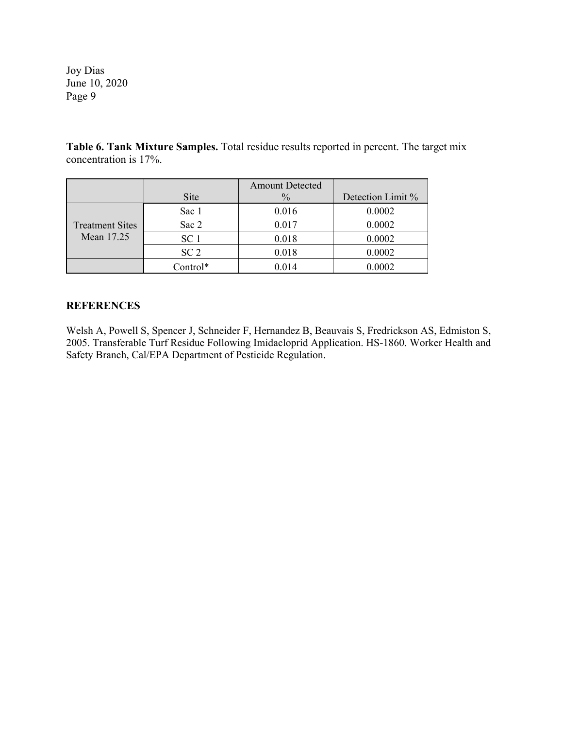**Table 6. Tank Mixture Samples.** Total residue results reported in percent. The target mix concentration is 17%.

| | Site | Amount Detected % | Detection Limit % |
|---|---|---|---|
| Treatment Sites Mean 17.25 | Sac 1 | 0.016 | 0.0002 |
| | Sac 2 | 0.017 | 0.0002 |
| | SC 1 | 0.018 | 0.0002 |
| | SC 2 | 0.018 | 0.0002 |
| | Control* | 0.014 | 0.0002 |

## REFERENCES

Welsh A, Powell S, Spencer J, Schneider F, Hernandez B, Beauvais S, Fredrickson AS, Edmiston S, 2005. Transferable Turf Residue Following Imidacloprid Application. HS-1860. Worker Health and Safety Branch, Cal/EPA Department of Pesticide Regulation.